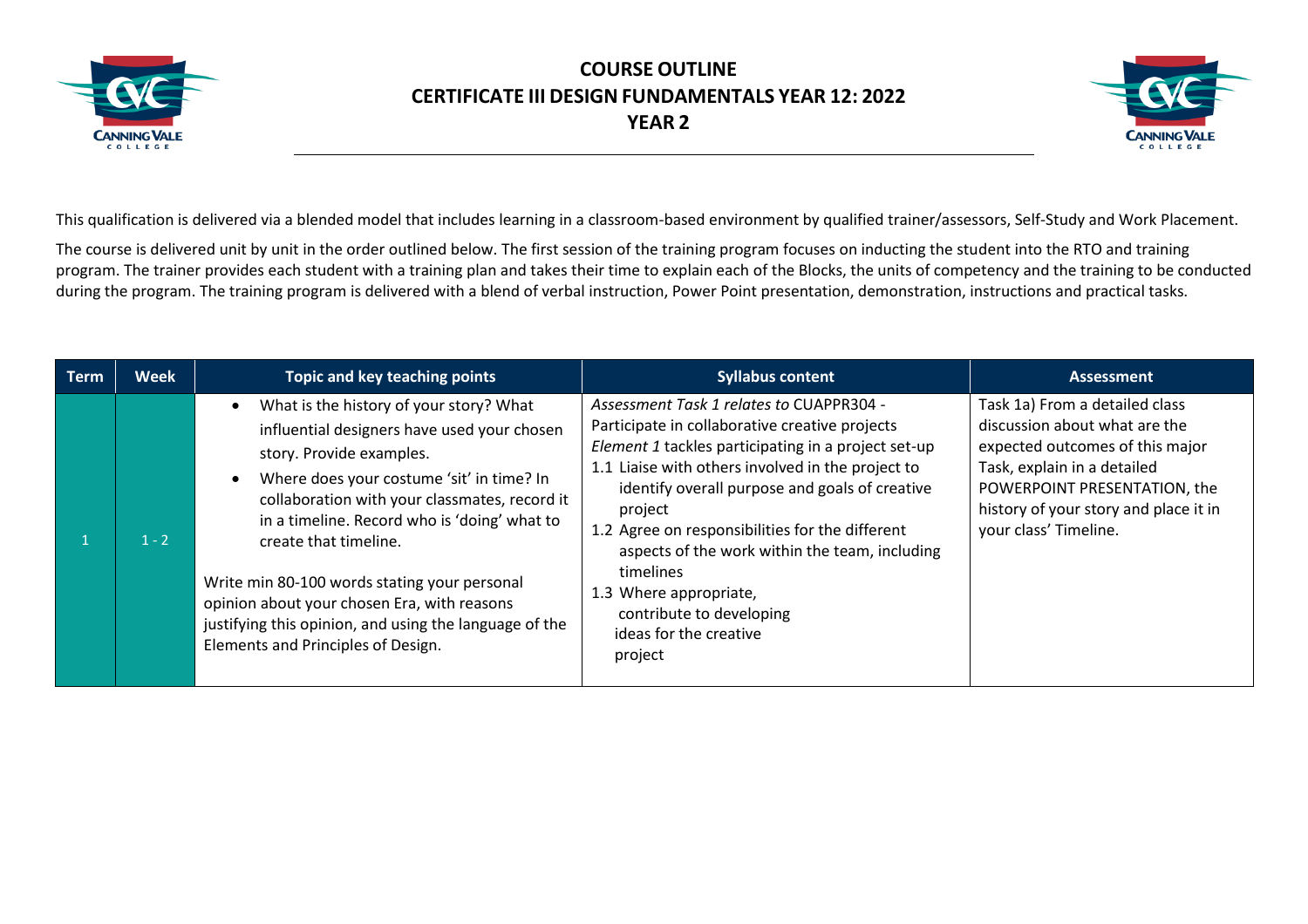# COURSE OUTLINE
# CERTIFICATE III DESIGN FUNDAMENTALS YEAR 12: 2022
# YEAR 2

This qualification is delivered via a blended model that includes learning in a classroom-based environment by qualified trainer/assessors, Self-Study and Work Placement.

The course is delivered unit by unit in the order outlined below. The first session of the training program focuses on inducting the student into the RTO and training program. The trainer provides each student with a training plan and takes their time to explain each of the Blocks, the units of competency and the training to be conducted during the program. The training program is delivered with a blend of verbal instruction, Power Point presentation, demonstration, instructions and practical tasks.

| Term | Week | Topic and key teaching points | Syllabus content | Assessment |
|---|---|---|---|---|
| 1 | 1 - 2 | • What is the history of your story? What influential designers have used your chosen story. Provide examples.<br>• Where does your costume 'sit' in time? In collaboration with your classmates, record it in a timeline. Record who is 'doing' what to create that timeline.<br><br>Write min 80-100 words stating your personal opinion about your chosen Era, with reasons justifying this opinion, and using the language of the Elements and Principles of Design. | *Assessment Task 1 relates to* CUAPPR304 - Participate in collaborative creative projects<br>*Element 1* tackles participating in a project set-up<br>1.1 Liaise with others involved in the project to identify overall purpose and goals of creative project<br>1.2 Agree on responsibilities for the different aspects of the work within the team, including timelines<br>1.3 Where appropriate, contribute to developing ideas for the creative project | Task 1a) From a detailed class discussion about what are the expected outcomes of this major Task, explain in a detailed POWERPOINT PRESENTATION, the history of your story and place it in your class' Timeline. |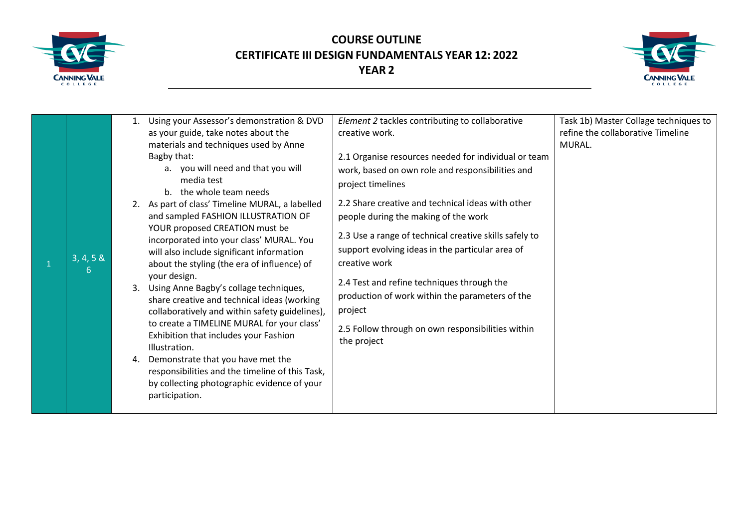# COURSE OUTLINE
## CERTIFICATE III DESIGN FUNDAMENTALS YEAR 12: 2022
## YEAR 2

| | | | | |
|---|---|---|---|---|
| 1 | 3, 4, 5 & 6 | 1. Using your Assessor's demonstration & DVD as your guide, take notes about the materials and techniques used by Anne Bagby that:<br>a. you will need and that you will media test<br>b. the whole team needs<br>2. As part of class' Timeline MURAL, a labelled and sampled FASHION ILLUSTRATION OF YOUR proposed CREATION must be incorporated into your class' MURAL. You will also include significant information about the styling (the era of influence) of your design.<br>3. Using Anne Bagby's collage techniques, share creative and technical ideas (working collaboratively and within safety guidelines), to create a TIMELINE MURAL for your class' Exhibition that includes your Fashion Illustration.<br>4. Demonstrate that you have met the responsibilities and the timeline of this Task, by collecting photographic evidence of your participation. | *Element 2* tackles contributing to collaborative creative work.<br><br>2.1 Organise resources needed for individual or team work, based on own role and responsibilities and project timelines<br><br>2.2 Share creative and technical ideas with other people during the making of the work<br><br>2.3 Use a range of technical creative skills safely to support evolving ideas in the particular area of creative work<br><br>2.4 Test and refine techniques through the production of work within the parameters of the project<br><br>2.5 Follow through on own responsibilities within the project | Task 1b) Master Collage techniques to refine the collaborative Timeline MURAL. |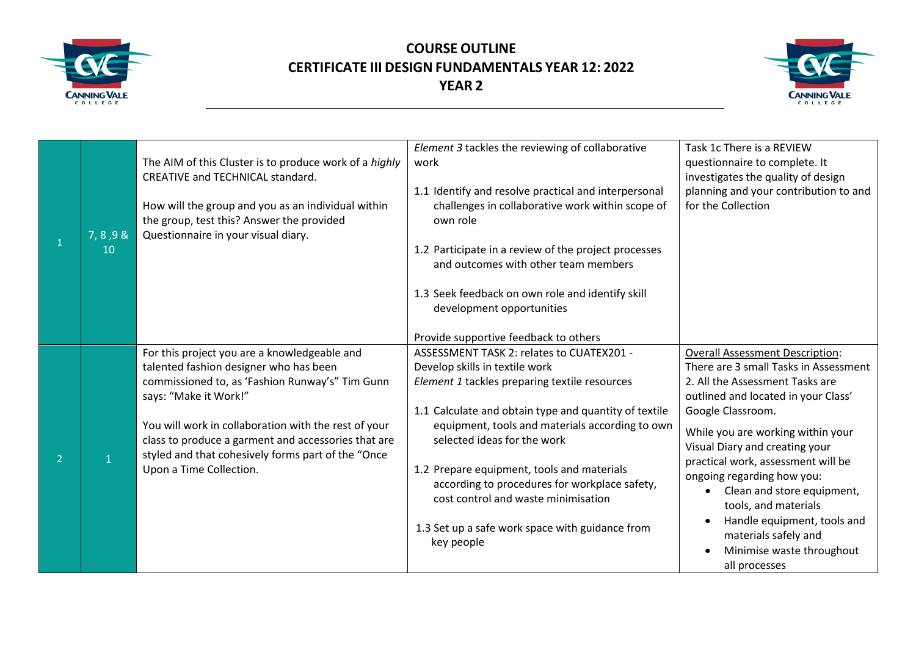# COURSE OUTLINE
# CERTIFICATE III DESIGN FUNDAMENTALS YEAR 12: 2022
# YEAR 2

| | | | | |
|---|---|---|---|---|
| 1 | 7, 8 ,9 & 10 | The AIM of this Cluster is to produce work of a *highly* CREATIVE and TECHNICAL standard.<br><br>How will the group and you as an individual within the group, test this? Answer the provided Questionnaire in your visual diary. | *Element 3* tackles the reviewing of collaborative work<br><br>1.1 Identify and resolve practical and interpersonal challenges in collaborative work within scope of own role<br><br>1.2 Participate in a review of the project processes and outcomes with other team members<br><br>1.3 Seek feedback on own role and identify skill development opportunities<br><br>Provide supportive feedback to others | Task 1c There is a REVIEW questionnaire to complete. It investigates the quality of design planning and your contribution to and for the Collection |
| 2 | 1 | For this project you are a knowledgeable and talented fashion designer who has been commissioned to, as 'Fashion Runway's" Tim Gunn says: "Make it Work!"<br><br>You will work in collaboration with the rest of your class to produce a garment and accessories that are styled and that cohesively forms part of the "Once Upon a Time Collection. | ASSESSMENT TASK 2: relates to CUATEX201 - Develop skills in textile work<br>*Element 1* tackles preparing textile resources<br><br>1.1 Calculate and obtain type and quantity of textile equipment, tools and materials according to own selected ideas for the work<br><br>1.2 Prepare equipment, tools and materials according to procedures for workplace safety, cost control and waste minimisation<br><br>1.3 Set up a safe work space with guidance from key people | Overall Assessment Description: There are 3 small Tasks in Assessment 2. All the Assessment Tasks are outlined and located in your Class' Google Classroom.<br><br>While you are working within your Visual Diary and creating your practical work, assessment will be ongoing regarding how you:<br>• Clean and store equipment, tools, and materials<br>• Handle equipment, tools and materials safely and<br>• Minimise waste throughout all processes |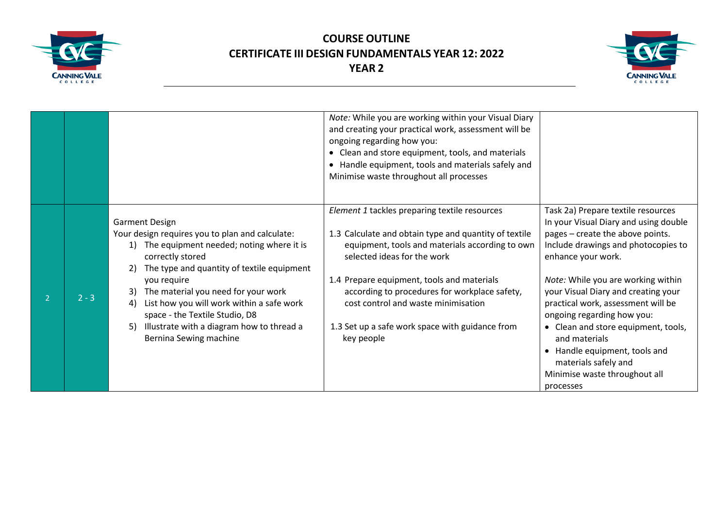# COURSE OUTLINE
## CERTIFICATE III DESIGN FUNDAMENTALS YEAR 12: 2022
## YEAR 2

| | | | | |
|---|---|---|---|---|
| | | | *Note:* While you are working within your Visual Diary and creating your practical work, assessment will be ongoing regarding how you:<br>• Clean and store equipment, tools, and materials<br>• Handle equipment, tools and materials safely and Minimise waste throughout all processes | |
| 2 | 2 - 3 | Garment Design<br>Your design requires you to plan and calculate:<br>1) The equipment needed; noting where it is correctly stored<br>2) The type and quantity of textile equipment you require<br>3) The material you need for your work<br>4) List how you will work within a safe work space - the Textile Studio, D8<br>5) Illustrate with a diagram how to thread a Bernina Sewing machine | *Element 1* tackles preparing textile resources<br><br>1.3 Calculate and obtain type and quantity of textile equipment, tools and materials according to own selected ideas for the work<br><br>1.4 Prepare equipment, tools and materials according to procedures for workplace safety, cost control and waste minimisation<br><br>1.3 Set up a safe work space with guidance from key people | Task 2a) Prepare textile resources<br>In your Visual Diary and using double pages – create the above points. Include drawings and photocopies to enhance your work.<br><br>*Note:* While you are working within your Visual Diary and creating your practical work, assessment will be ongoing regarding how you:<br>• Clean and store equipment, tools, and materials<br>• Handle equipment, tools and materials safely and Minimise waste throughout all processes |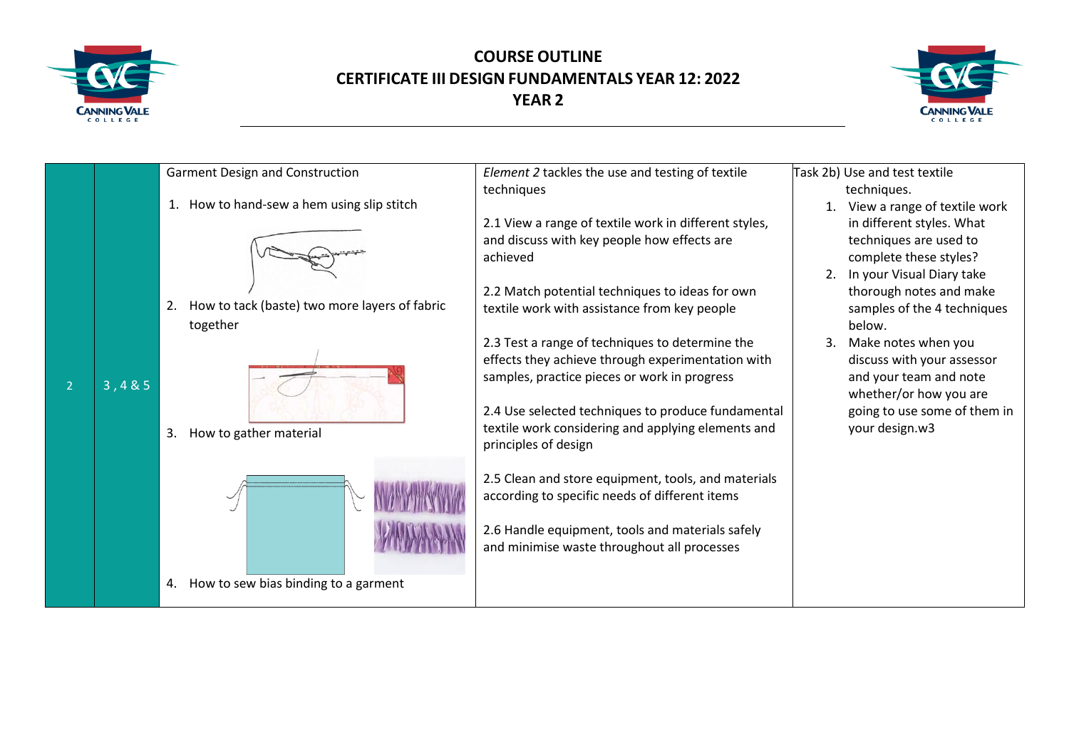# COURSE OUTLINE
## CERTIFICATE III DESIGN FUNDAMENTALS YEAR 12: 2022
## YEAR 2

| | | | | |
|---|---|---|---|---|
| 2 | 3 , 4 & 5 | Garment Design and Construction<br><br>1. How to hand-sew a hem using slip stitch<br><br>2. How to tack (baste) two more layers of fabric together<br><br>3. How to gather material<br><br>4. How to sew bias binding to a garment | *Element 2* tackles the use and testing of textile techniques<br><br>2.1 View a range of textile work in different styles, and discuss with key people how effects are achieved<br><br>2.2 Match potential techniques to ideas for own textile work with assistance from key people<br><br>2.3 Test a range of techniques to determine the effects they achieve through experimentation with samples, practice pieces or work in progress<br><br>2.4 Use selected techniques to produce fundamental textile work considering and applying elements and principles of design<br><br>2.5 Clean and store equipment, tools, and materials according to specific needs of different items<br><br>2.6 Handle equipment, tools and materials safely and minimise waste throughout all processes | Task 2b) Use and test textile techniques.<br>1. View a range of textile work in different styles. What techniques are used to complete these styles?<br>2. In your Visual Diary take thorough notes and make samples of the 4 techniques below.<br>3. Make notes when you discuss with your assessor and your team and note whether/or how you are going to use some of them in your design.w3 |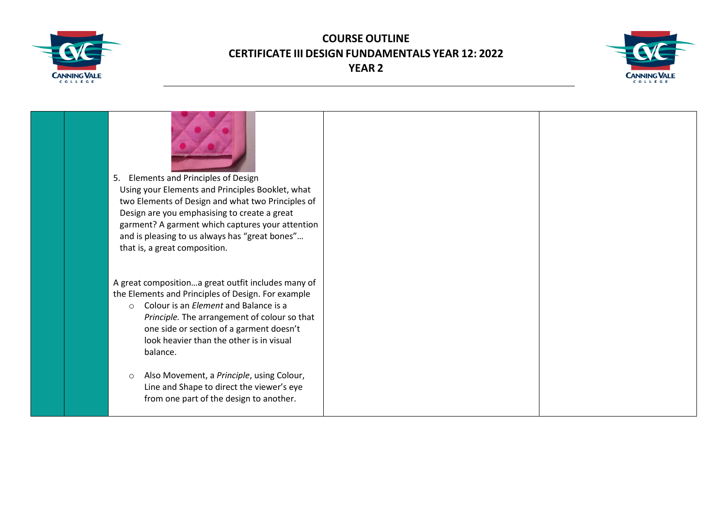| | | | | |
|---|---|---|---|---|
| | | 5. Elements and Principles of Design<br>Using your Elements and Principles Booklet, what two Elements of Design and what two Principles of Design are you emphasising to create a great garment? A garment which captures your attention and is pleasing to us always has "great bones"… that is, a great composition.<br><br>A great composition…a great outfit includes many of the Elements and Principles of Design. For example<br>○ Colour is an *Element* and Balance is a *Principle.* The arrangement of colour so that one side or section of a garment doesn't look heavier than the other is in visual balance.<br>○ Also Movement, a *Principle*, using Colour, Line and Shape to direct the viewer's eye from one part of the design to another. | | |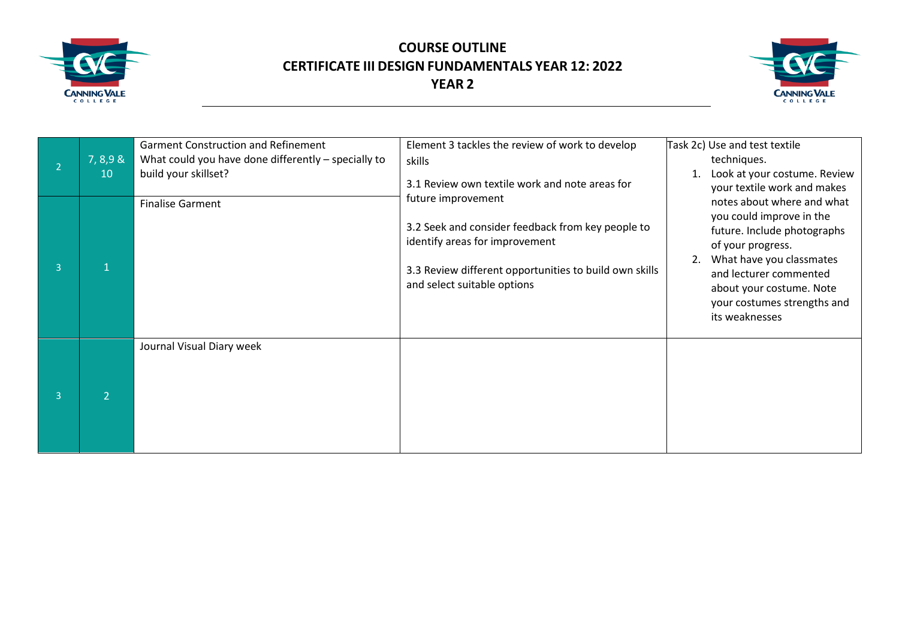# COURSE OUTLINE
# CERTIFICATE III DESIGN FUNDAMENTALS YEAR 12: 2022
## YEAR 2

| | | | | |
|---|---|---|---|---|
| 2 | 7, 8,9 & 10 | Garment Construction and Refinement<br>What could you have done differently – specially to build your skillset? | Element 3 tackles the review of work to develop skills<br><br>3.1 Review own textile work and note areas for future improvement<br><br>3.2 Seek and consider feedback from key people to identify areas for improvement<br><br>3.3 Review different opportunities to build own skills and select suitable options | Task 2c) Use and test textile techniques.<br>1. Look at your costume. Review your textile work and makes notes about where and what you could improve in the future. Include photographs of your progress.<br>2. What have you classmates and lecturer commented about your costume. Note your costumes strengths and its weaknesses |
| 3 | 1 | Finalise Garment | | |
| 3 | 2 | Journal Visual Diary week | | |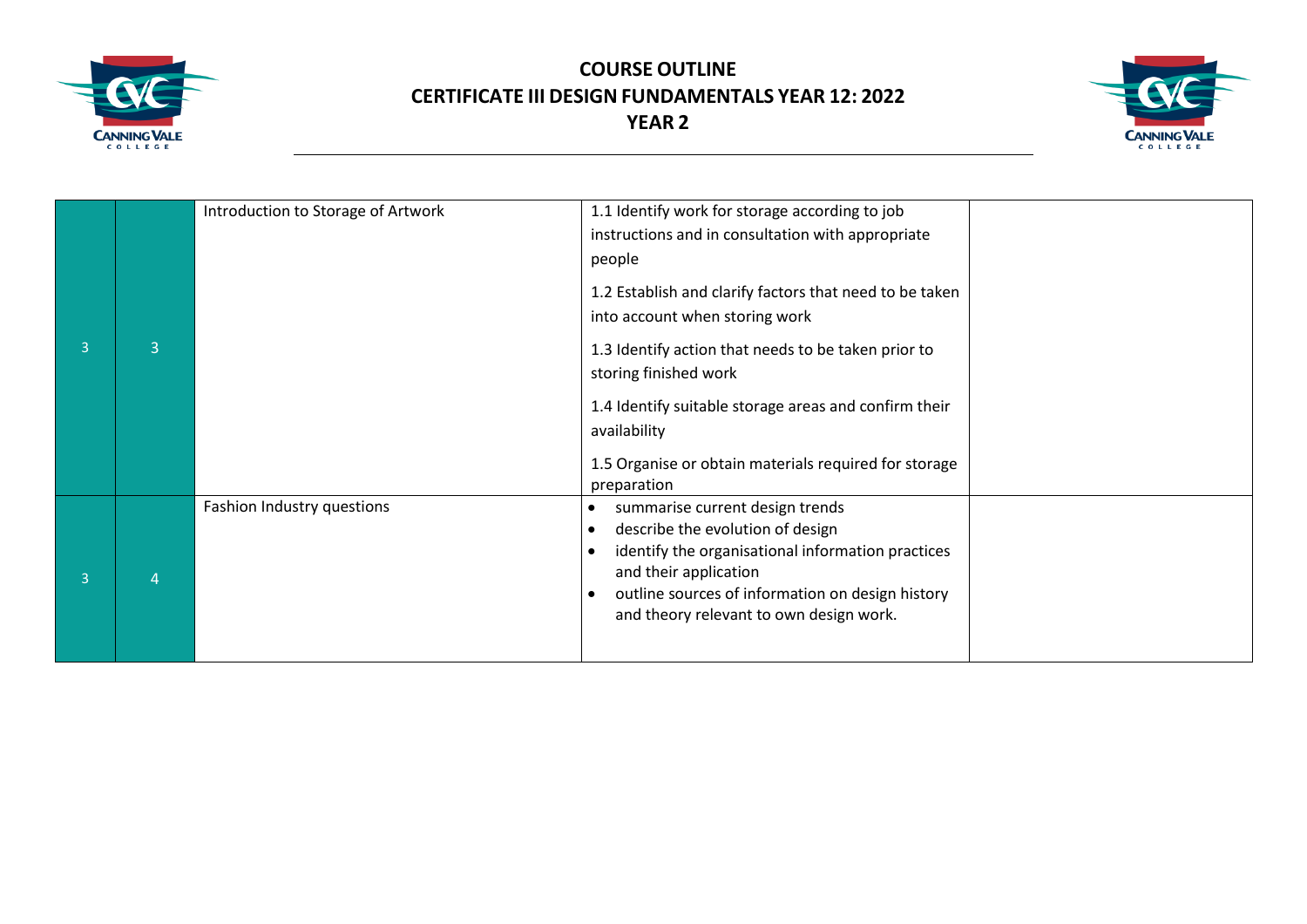# COURSE OUTLINE
## CERTIFICATE III DESIGN FUNDAMENTALS YEAR 12: 2022
### YEAR 2

| | | | | |
|---|---|---|---|---|
| 3 | 3 | Introduction to Storage of Artwork | 1.1 Identify work for storage according to job instructions and in consultation with appropriate people<br><br>1.2 Establish and clarify factors that need to be taken into account when storing work<br><br>1.3 Identify action that needs to be taken prior to storing finished work<br><br>1.4 Identify suitable storage areas and confirm their availability<br><br>1.5 Organise or obtain materials required for storage preparation | |
| 3 | 4 | Fashion Industry questions | • summarise current design trends<br>• describe the evolution of design<br>• identify the organisational information practices and their application<br>• outline sources of information on design history and theory relevant to own design work. | |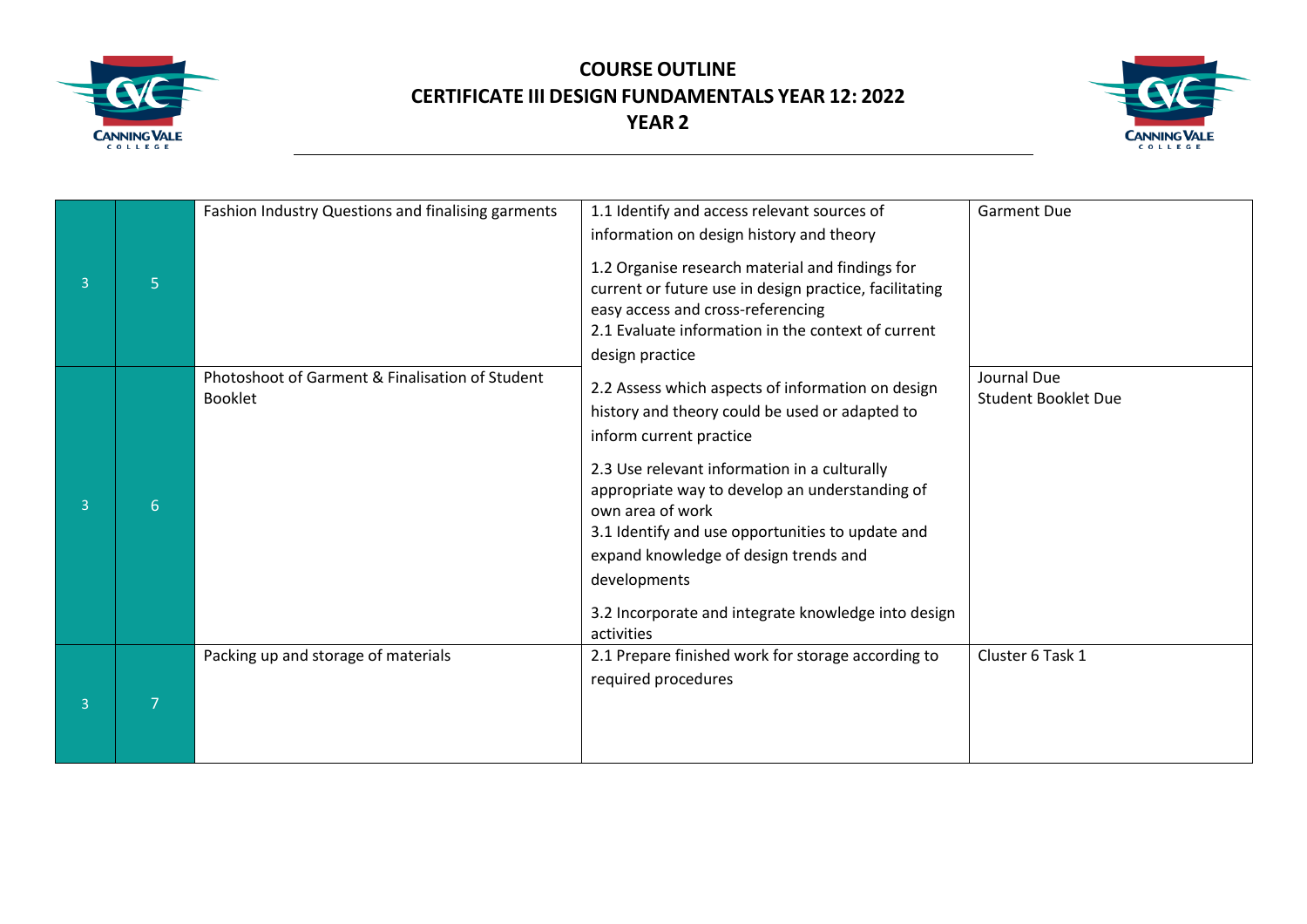# COURSE OUTLINE
## CERTIFICATE III DESIGN FUNDAMENTALS YEAR 12: 2022
## YEAR 2

| | | | | |
|---|---|---|---|---|
| 3 | 5 | Fashion Industry Questions and finalising garments | 1.1 Identify and access relevant sources of information on design history and theory<br><br>1.2 Organise research material and findings for current or future use in design practice, facilitating easy access and cross-referencing<br>2.1 Evaluate information in the context of current design practice | Garment Due |
| 3 | 6 | Photoshoot of Garment & Finalisation of Student Booklet | 2.2 Assess which aspects of information on design history and theory could be used or adapted to inform current practice<br><br>2.3 Use relevant information in a culturally appropriate way to develop an understanding of own area of work<br>3.1 Identify and use opportunities to update and expand knowledge of design trends and developments<br><br>3.2 Incorporate and integrate knowledge into design activities | Journal Due<br>Student Booklet Due |
| 3 | 7 | Packing up and storage of materials | 2.1 Prepare finished work for storage according to required procedures | Cluster 6 Task 1 |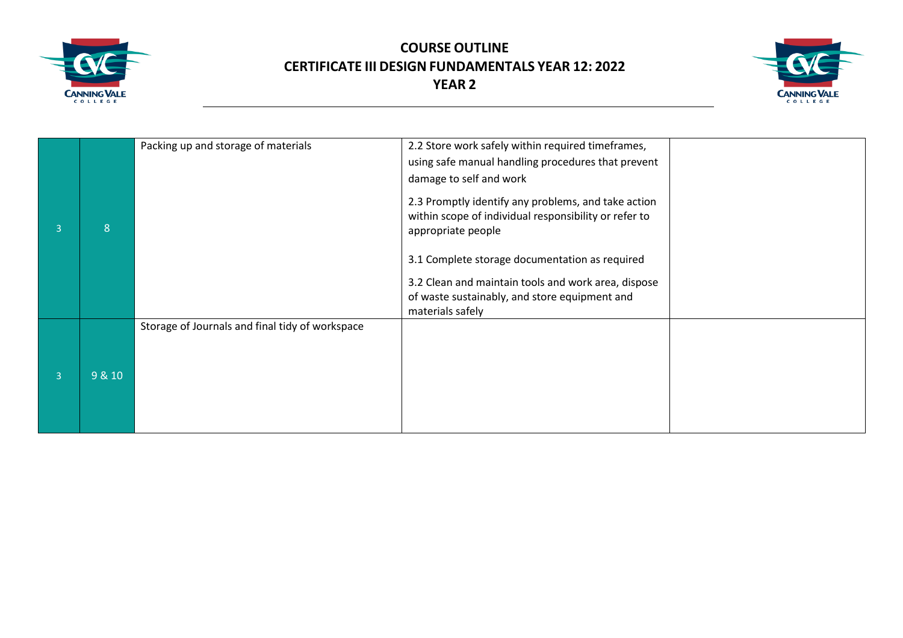| | | | | |
|---|---|---|---|---|
| 3 | 8 | Packing up and storage of materials | 2.2 Store work safely within required timeframes, using safe manual handling procedures that prevent damage to self and work<br><br>2.3 Promptly identify any problems, and take action within scope of individual responsibility or refer to appropriate people<br><br>3.1 Complete storage documentation as required<br><br>3.2 Clean and maintain tools and work area, dispose of waste sustainably, and store equipment and materials safely | |
| 3 | 9 & 10 | Storage of Journals and final tidy of workspace | | |